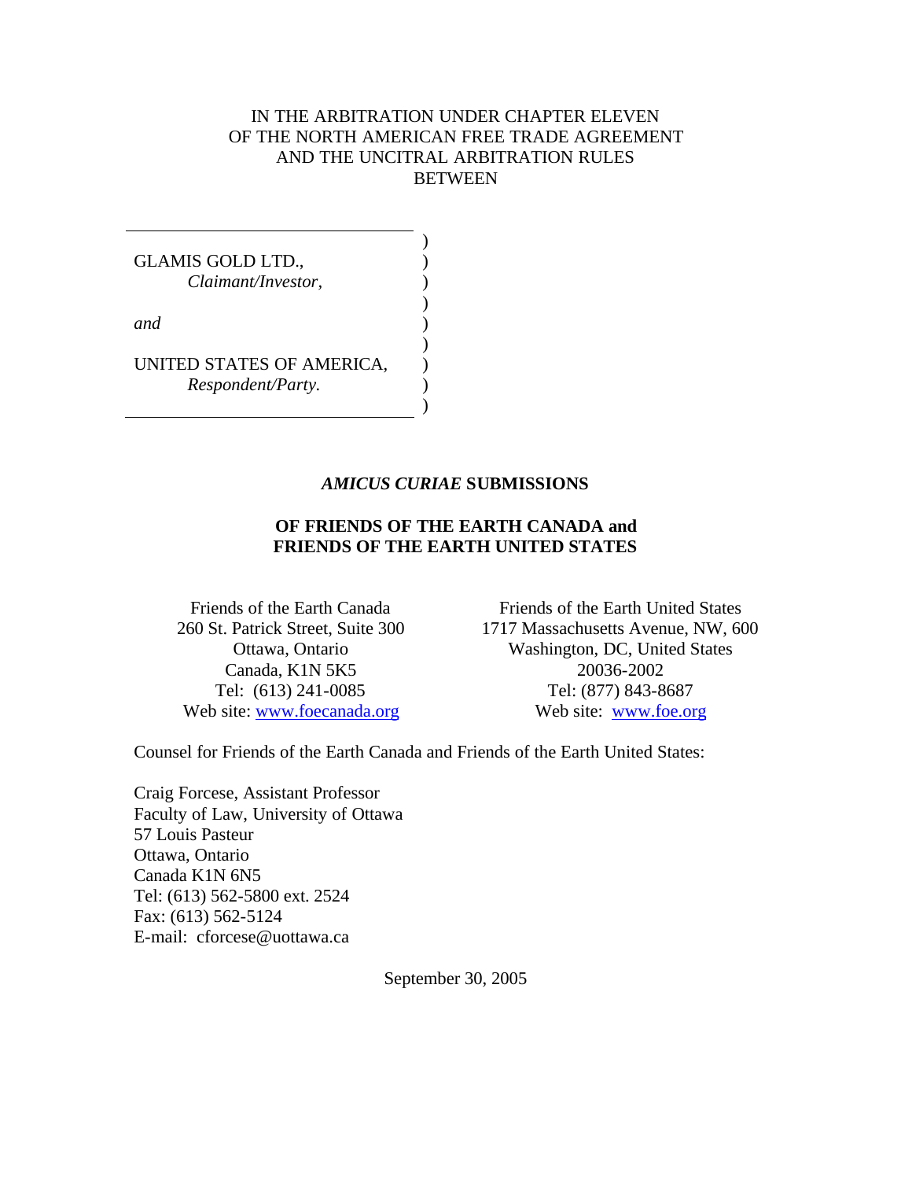IN THE ARBITRATION UNDER CHAPTER ELEVEN
OF THE NORTH AMERICAN FREE TRADE AGREEMENT
AND THE UNCITRAL ARBITRATION RULES
BETWEEN

GLAMIS GOLD LTD.,
*Claimant/Investor*,

*and*

UNITED STATES OF AMERICA,
*Respondent/Party.*

# *AMICUS CURIAE* SUBMISSIONS

## OF FRIENDS OF THE EARTH CANADA and FRIENDS OF THE EARTH UNITED STATES

Friends of the Earth Canada
260 St. Patrick Street, Suite 300
Ottawa, Ontario
Canada, K1N 5K5
Tel: (613) 241-0085
Web site: www.foecanada.org

Friends of the Earth United States
1717 Massachusetts Avenue, NW, 600
Washington, DC, United States
20036-2002
Tel: (877) 843-8687
Web site: www.foe.org

Counsel for Friends of the Earth Canada and Friends of the Earth United States:

Craig Forcese, Assistant Professor
Faculty of Law, University of Ottawa
57 Louis Pasteur
Ottawa, Ontario
Canada K1N 6N5
Tel: (613) 562-5800 ext. 2524
Fax: (613) 562-5124
E-mail: cforcese@uottawa.ca

September 30, 2005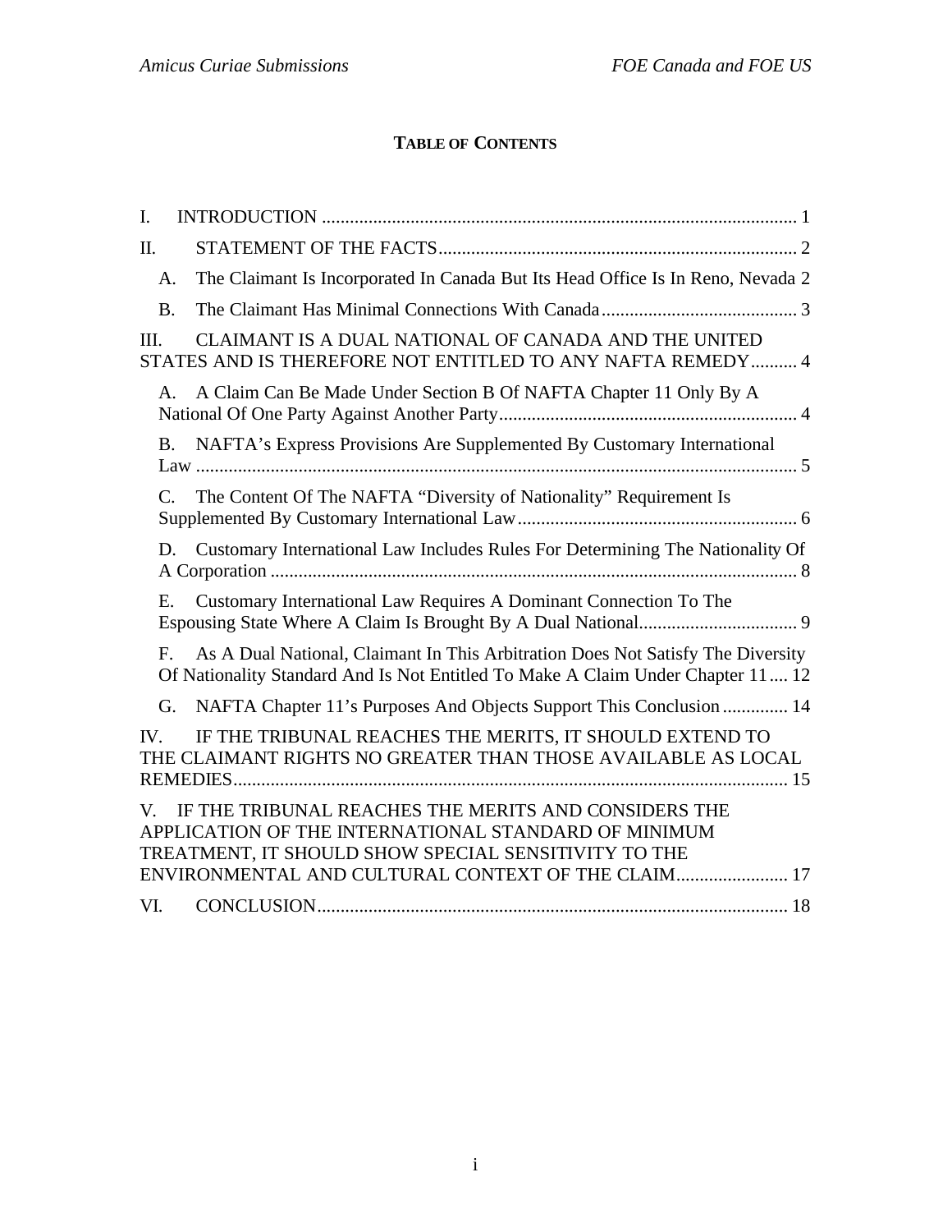# TABLE OF CONTENTS

I. INTRODUCTION ..................................................................................................... 1

II. STATEMENT OF THE FACTS............................................................................ 2

- A. The Claimant Is Incorporated In Canada But Its Head Office Is In Reno, Nevada 2
- B. The Claimant Has Minimal Connections With Canada.......................................... 3

III. CLAIMANT IS A DUAL NATIONAL OF CANADA AND THE UNITED STATES AND IS THEREFORE NOT ENTITLED TO ANY NAFTA REMEDY.......... 4

- A. A Claim Can Be Made Under Section B Of NAFTA Chapter 11 Only By A National Of One Party Against Another Party................................................................ 4
- B. NAFTA's Express Provisions Are Supplemented By Customary International Law ................................................................................................................................ 5
- C. The Content Of The NAFTA "Diversity of Nationality" Requirement Is Supplemented By Customary International Law........................................................... 6
- D. Customary International Law Includes Rules For Determining The Nationality Of A Corporation ................................................................................................................ 8
- E. Customary International Law Requires A Dominant Connection To The Espousing State Where A Claim Is Brought By A Dual National.................................. 9
- F. As A Dual National, Claimant In This Arbitration Does Not Satisfy The Diversity Of Nationality Standard And Is Not Entitled To Make A Claim Under Chapter 11.... 12
- G. NAFTA Chapter 11's Purposes And Objects Support This Conclusion .............. 14

IV. IF THE TRIBUNAL REACHES THE MERITS, IT SHOULD EXTEND TO THE CLAIMANT RIGHTS NO GREATER THAN THOSE AVAILABLE AS LOCAL REMEDIES...................................................................................................................... 15

V. IF THE TRIBUNAL REACHES THE MERITS AND CONSIDERS THE APPLICATION OF THE INTERNATIONAL STANDARD OF MINIMUM TREATMENT, IT SHOULD SHOW SPECIAL SENSITIVITY TO THE ENVIRONMENTAL AND CULTURAL CONTEXT OF THE CLAIM........................ 17

VI. CONCLUSION.................................................................................................... 18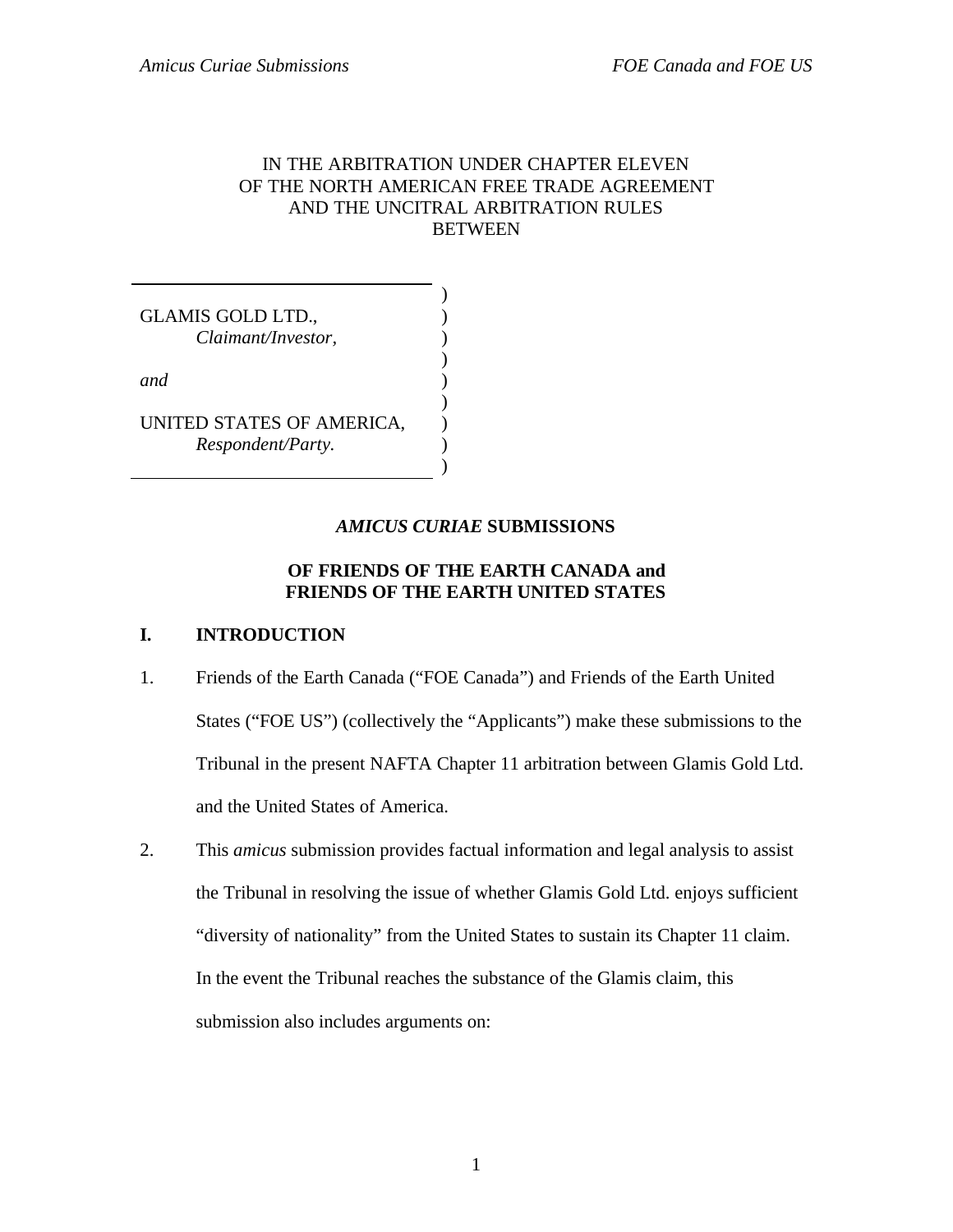IN THE ARBITRATION UNDER CHAPTER ELEVEN
OF THE NORTH AMERICAN FREE TRADE AGREEMENT
AND THE UNCITRAL ARBITRATION RULES
BETWEEN

GLAMIS GOLD LTD.,
*Claimant/Investor,*

*and*

UNITED STATES OF AMERICA,
*Respondent/Party.*

# *AMICUS CURIAE* SUBMISSIONS

## OF FRIENDS OF THE EARTH CANADA and FRIENDS OF THE EARTH UNITED STATES

## I. INTRODUCTION

1. Friends of the Earth Canada ("FOE Canada") and Friends of the Earth United States ("FOE US") (collectively the "Applicants") make these submissions to the Tribunal in the present NAFTA Chapter 11 arbitration between Glamis Gold Ltd. and the United States of America.

2. This *amicus* submission provides factual information and legal analysis to assist the Tribunal in resolving the issue of whether Glamis Gold Ltd. enjoys sufficient "diversity of nationality" from the United States to sustain its Chapter 11 claim. In the event the Tribunal reaches the substance of the Glamis claim, this submission also includes arguments on: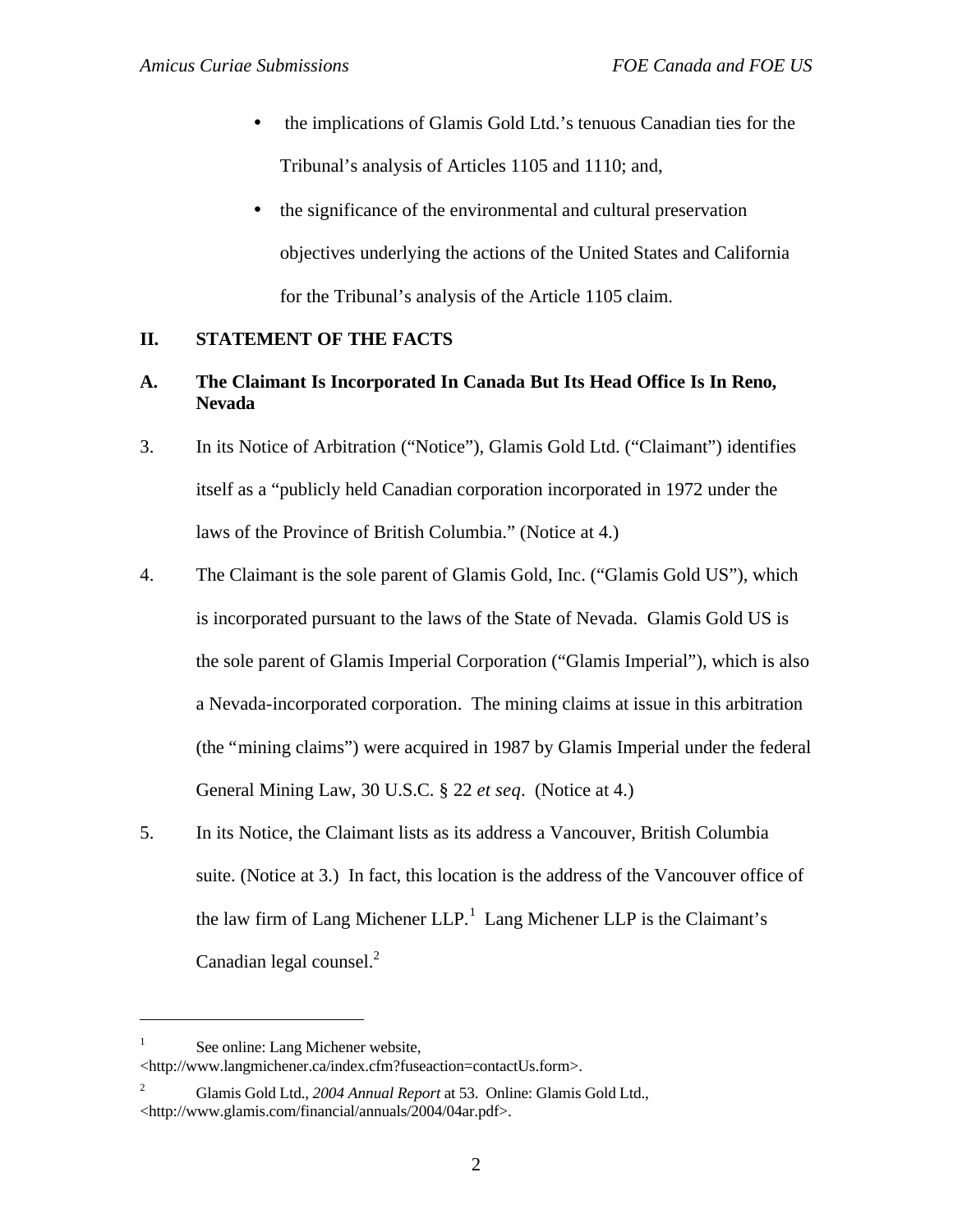- the implications of Glamis Gold Ltd.'s tenuous Canadian ties for the Tribunal's analysis of Articles 1105 and 1110; and,
- the significance of the environmental and cultural preservation objectives underlying the actions of the United States and California for the Tribunal's analysis of the Article 1105 claim.

## II. STATEMENT OF THE FACTS

### A. The Claimant Is Incorporated In Canada But Its Head Office Is In Reno, Nevada

3. In its Notice of Arbitration ("Notice"), Glamis Gold Ltd. ("Claimant") identifies itself as a "publicly held Canadian corporation incorporated in 1972 under the laws of the Province of British Columbia." (Notice at 4.)

4. The Claimant is the sole parent of Glamis Gold, Inc. ("Glamis Gold US"), which is incorporated pursuant to the laws of the State of Nevada. Glamis Gold US is the sole parent of Glamis Imperial Corporation ("Glamis Imperial"), which is also a Nevada-incorporated corporation. The mining claims at issue in this arbitration (the "mining claims") were acquired in 1987 by Glamis Imperial under the federal General Mining Law, 30 U.S.C. § 22 *et seq*. (Notice at 4.)

5. In its Notice, the Claimant lists as its address a Vancouver, British Columbia suite. (Notice at 3.) In fact, this location is the address of the Vancouver office of the law firm of Lang Michener LLP.[1] Lang Michener LLP is the Claimant's Canadian legal counsel.[2]

---

[1] See online: Lang Michener website, <http://www.langmichener.ca/index.cfm?fuseaction=contactUs.form>.

[2] Glamis Gold Ltd., *2004 Annual Report* at 53. Online: Glamis Gold Ltd., <http://www.glamis.com/financial/annuals/2004/04ar.pdf>.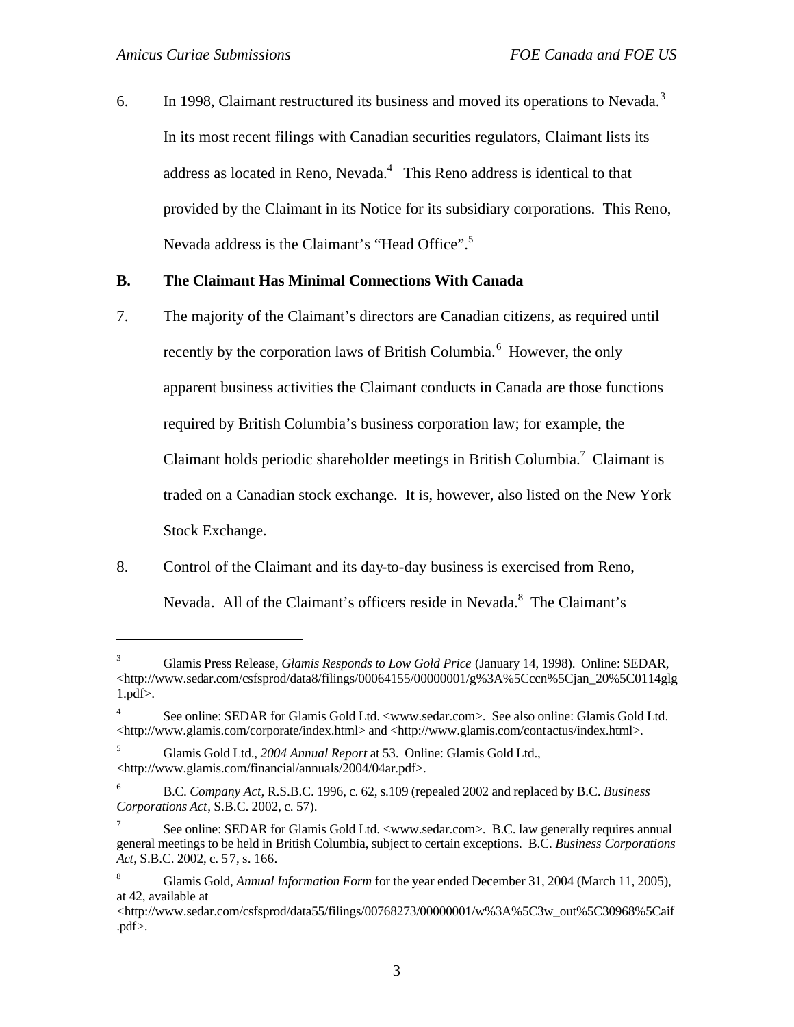6. In 1998, Claimant restructured its business and moved its operations to Nevada.[3] In its most recent filings with Canadian securities regulators, Claimant lists its address as located in Reno, Nevada.[4] This Reno address is identical to that provided by the Claimant in its Notice for its subsidiary corporations. This Reno, Nevada address is the Claimant's "Head Office".[5]

## B. The Claimant Has Minimal Connections With Canada

7. The majority of the Claimant's directors are Canadian citizens, as required until recently by the corporation laws of British Columbia.[6] However, the only apparent business activities the Claimant conducts in Canada are those functions required by British Columbia's business corporation law; for example, the Claimant holds periodic shareholder meetings in British Columbia.[7] Claimant is traded on a Canadian stock exchange. It is, however, also listed on the New York Stock Exchange.

8. Control of the Claimant and its day-to-day business is exercised from Reno, Nevada. All of the Claimant's officers reside in Nevada.[8] The Claimant's

---

[3] Glamis Press Release, *Glamis Responds to Low Gold Price* (January 14, 1998). Online: SEDAR, <http://www.sedar.com/csfsprod/data8/filings/00064155/00000001/g%3A%5Cccn%5Cjan_20%5C0114glg1.pdf>.

[4] See online: SEDAR for Glamis Gold Ltd. <www.sedar.com>. See also online: Glamis Gold Ltd. <http://www.glamis.com/corporate/index.html> and <http://www.glamis.com/contactus/index.html>.

[5] Glamis Gold Ltd., *2004 Annual Report* at 53. Online: Glamis Gold Ltd., <http://www.glamis.com/financial/annuals/2004/04ar.pdf>.

[6] B.C. *Company Act*, R.S.B.C. 1996, c. 62, s.109 (repealed 2002 and replaced by B.C. *Business Corporations Act*, S.B.C. 2002, c. 57).

[7] See online: SEDAR for Glamis Gold Ltd. <www.sedar.com>. B.C. law generally requires annual general meetings to be held in British Columbia, subject to certain exceptions. B.C. *Business Corporations Act*, S.B.C. 2002, c. 57, s. 166.

[8] Glamis Gold, *Annual Information Form* for the year ended December 31, 2004 (March 11, 2005), at 42, available at <http://www.sedar.com/csfsprod/data55/filings/00768273/00000001/w%3A%5C3w_out%5C30968%5Caif.pdf>.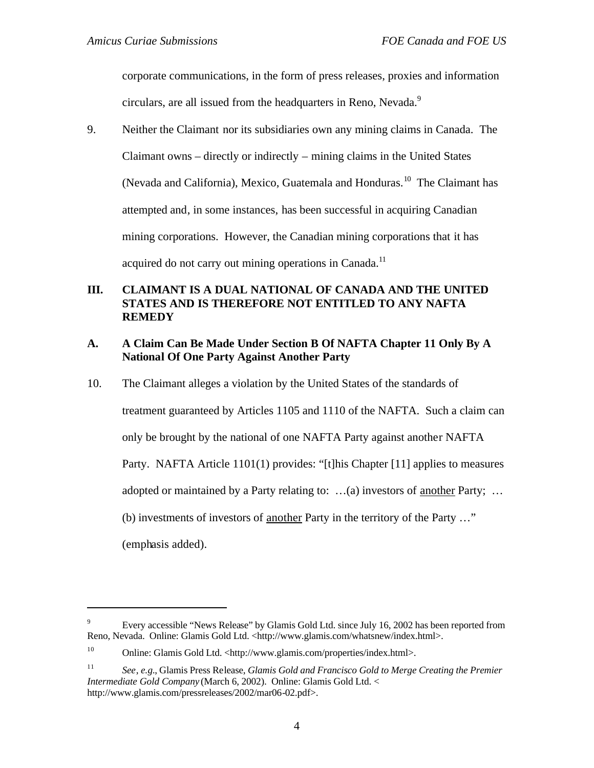corporate communications, in the form of press releases, proxies and information circulars, are all issued from the headquarters in Reno, Nevada.[9]

9. Neither the Claimant nor its subsidiaries own any mining claims in Canada. The Claimant owns – directly or indirectly – mining claims in the United States (Nevada and California), Mexico, Guatemala and Honduras.[10] The Claimant has attempted and, in some instances, has been successful in acquiring Canadian mining corporations. However, the Canadian mining corporations that it has acquired do not carry out mining operations in Canada.[11]

## III. CLAIMANT IS A DUAL NATIONAL OF CANADA AND THE UNITED STATES AND IS THEREFORE NOT ENTITLED TO ANY NAFTA REMEDY

### A. A Claim Can Be Made Under Section B Of NAFTA Chapter 11 Only By A National Of One Party Against Another Party

10. The Claimant alleges a violation by the United States of the standards of treatment guaranteed by Articles 1105 and 1110 of the NAFTA. Such a claim can only be brought by the national of one NAFTA Party against another NAFTA Party. NAFTA Article 1101(1) provides: "[t]his Chapter [11] applies to measures adopted or maintained by a Party relating to: …(a) investors of <u>another</u> Party; … (b) investments of investors of <u>another</u> Party in the territory of the Party …" (emphasis added).

---

[9] Every accessible "News Release" by Glamis Gold Ltd. since July 16, 2002 has been reported from Reno, Nevada. Online: Glamis Gold Ltd. <http://www.glamis.com/whatsnew/index.html>.

[10] Online: Glamis Gold Ltd. <http://www.glamis.com/properties/index.html>.

[11] *See*, *e.g.*, Glamis Press Release, *Glamis Gold and Francisco Gold to Merge Creating the Premier Intermediate Gold Company* (March 6, 2002). Online: Glamis Gold Ltd. < http://www.glamis.com/pressreleases/2002/mar06-02.pdf>.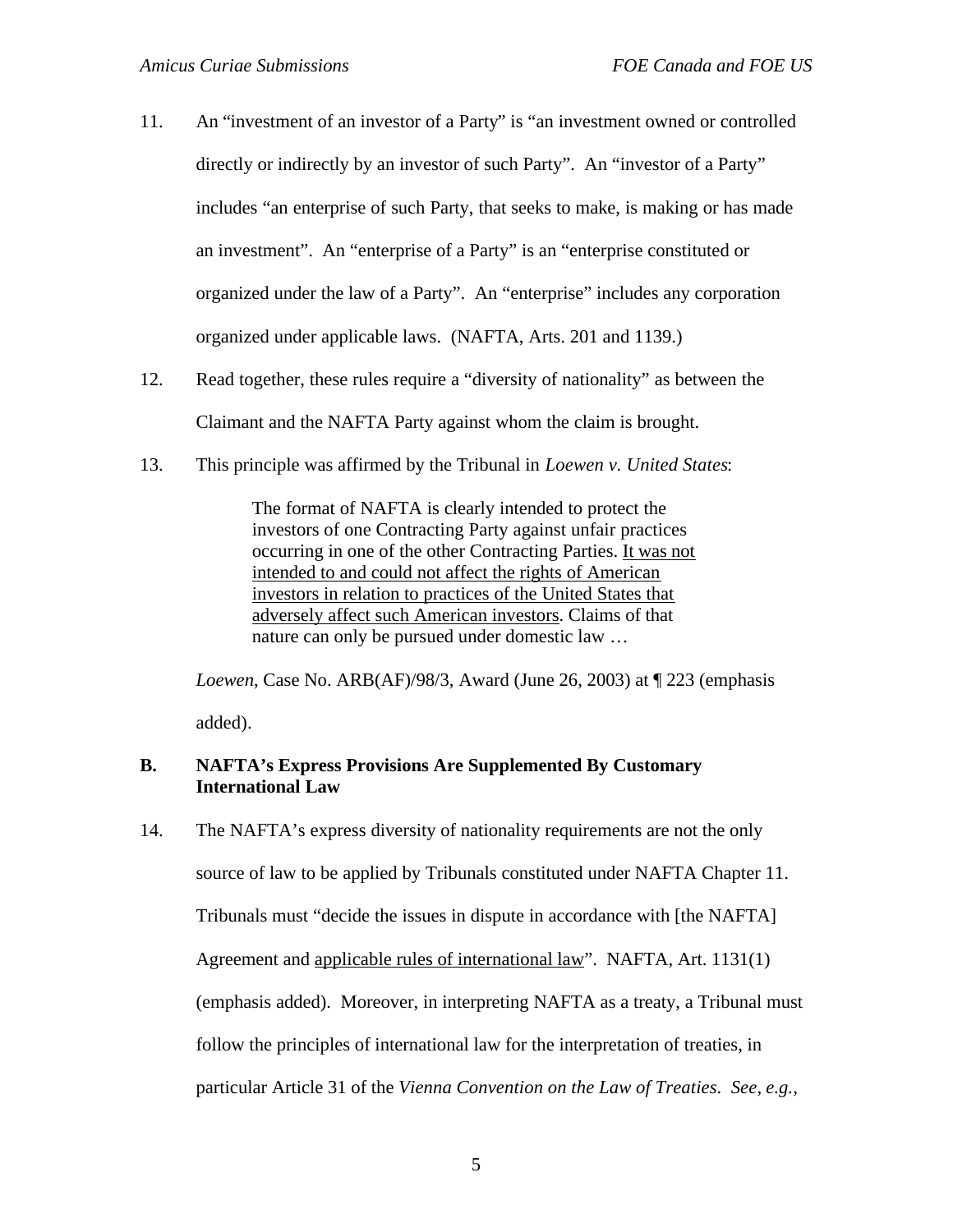11. An "investment of an investor of a Party" is "an investment owned or controlled directly or indirectly by an investor of such Party". An "investor of a Party" includes "an enterprise of such Party, that seeks to make, is making or has made an investment". An "enterprise of a Party" is an "enterprise constituted or organized under the law of a Party". An "enterprise" includes any corporation organized under applicable laws. (NAFTA, Arts. 201 and 1139.)

12. Read together, these rules require a "diversity of nationality" as between the Claimant and the NAFTA Party against whom the claim is brought.

13. This principle was affirmed by the Tribunal in *Loewen v. United States*:

> The format of NAFTA is clearly intended to protect the investors of one Contracting Party against unfair practices occurring in one of the other Contracting Parties. <u>It was not intended to and could not affect the rights of American investors in relation to practices of the United States that adversely affect such American investors</u>. Claims of that nature can only be pursued under domestic law …

*Loewen*, Case No. ARB(AF)/98/3, Award (June 26, 2003) at ¶ 223 (emphasis added).

## B. NAFTA's Express Provisions Are Supplemented By Customary International Law

14. The NAFTA's express diversity of nationality requirements are not the only source of law to be applied by Tribunals constituted under NAFTA Chapter 11. Tribunals must "decide the issues in dispute in accordance with [the NAFTA] Agreement and <u>applicable rules of international law</u>". NAFTA, Art. 1131(1) (emphasis added). Moreover, in interpreting NAFTA as a treaty, a Tribunal must follow the principles of international law for the interpretation of treaties, in particular Article 31 of the *Vienna Convention on the Law of Treaties*. *See, e.g.,*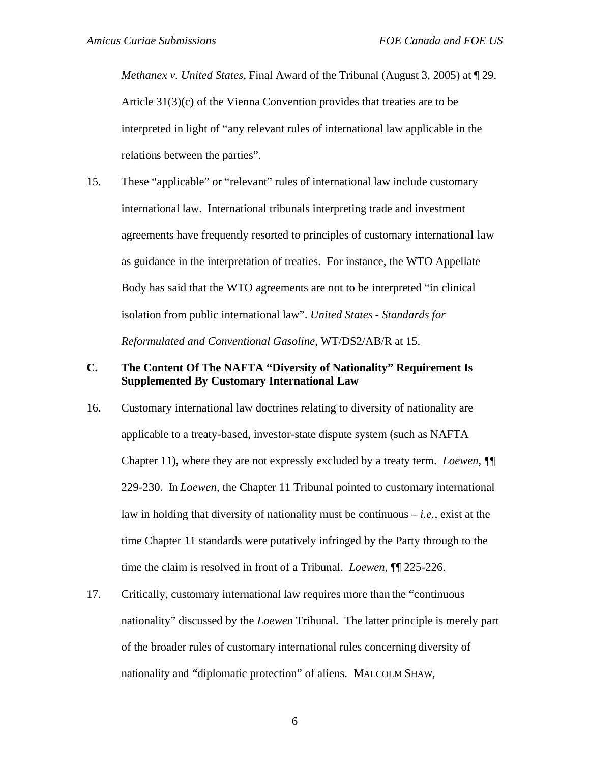*Methanex v. United States*, Final Award of the Tribunal (August 3, 2005) at ¶ 29. Article 31(3)(c) of the Vienna Convention provides that treaties are to be interpreted in light of "any relevant rules of international law applicable in the relations between the parties".

15. These "applicable" or "relevant" rules of international law include customary international law. International tribunals interpreting trade and investment agreements have frequently resorted to principles of customary international law as guidance in the interpretation of treaties. For instance, the WTO Appellate Body has said that the WTO agreements are not to be interpreted "in clinical isolation from public international law". *United States - Standards for Reformulated and Conventional Gasoline*, WT/DS2/AB/R at 15.

### C. The Content Of The NAFTA "Diversity of Nationality" Requirement Is Supplemented By Customary International Law

16. Customary international law doctrines relating to diversity of nationality are applicable to a treaty-based, investor-state dispute system (such as NAFTA Chapter 11), where they are not expressly excluded by a treaty term. *Loewen*, ¶¶ 229-230. In *Loewen*, the Chapter 11 Tribunal pointed to customary international law in holding that diversity of nationality must be continuous – *i.e.*, exist at the time Chapter 11 standards were putatively infringed by the Party through to the time the claim is resolved in front of a Tribunal. *Loewen*, ¶¶ 225-226.

17. Critically, customary international law requires more than the "continuous nationality" discussed by the *Loewen* Tribunal. The latter principle is merely part of the broader rules of customary international rules concerning diversity of nationality and "diplomatic protection" of aliens. MALCOLM SHAW,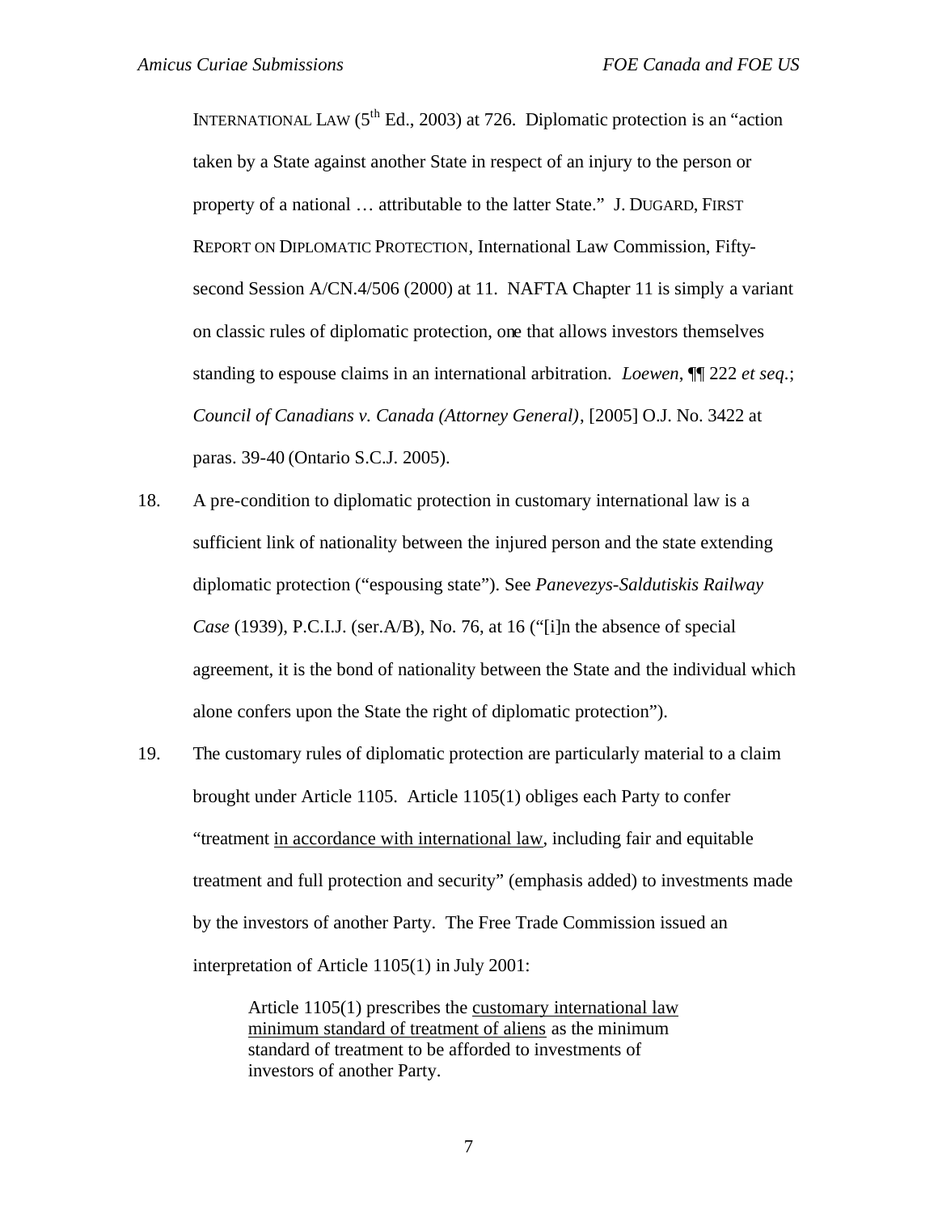INTERNATIONAL LAW (5th Ed., 2003) at 726. Diplomatic protection is an "action taken by a State against another State in respect of an injury to the person or property of a national … attributable to the latter State." J. DUGARD, FIRST REPORT ON DIPLOMATIC PROTECTION, International Law Commission, Fifty-second Session A/CN.4/506 (2000) at 11. NAFTA Chapter 11 is simply a variant on classic rules of diplomatic protection, one that allows investors themselves standing to espouse claims in an international arbitration. *Loewen*, ¶¶ 222 *et seq.*; *Council of Canadians v. Canada (Attorney General)*, [2005] O.J. No. 3422 at paras. 39-40 (Ontario S.C.J. 2005).

18. A pre-condition to diplomatic protection in customary international law is a sufficient link of nationality between the injured person and the state extending diplomatic protection ("espousing state"). See *Panevezys-Saldutiskis Railway Case* (1939), P.C.I.J. (ser.A/B), No. 76, at 16 ("[i]n the absence of special agreement, it is the bond of nationality between the State and the individual which alone confers upon the State the right of diplomatic protection").

19. The customary rules of diplomatic protection are particularly material to a claim brought under Article 1105. Article 1105(1) obliges each Party to confer "treatment <u>in accordance with international law</u>, including fair and equitable treatment and full protection and security" (emphasis added) to investments made by the investors of another Party. The Free Trade Commission issued an interpretation of Article 1105(1) in July 2001:

> Article 1105(1) prescribes the <u>customary international law minimum standard of treatment of aliens</u> as the minimum standard of treatment to be afforded to investments of investors of another Party.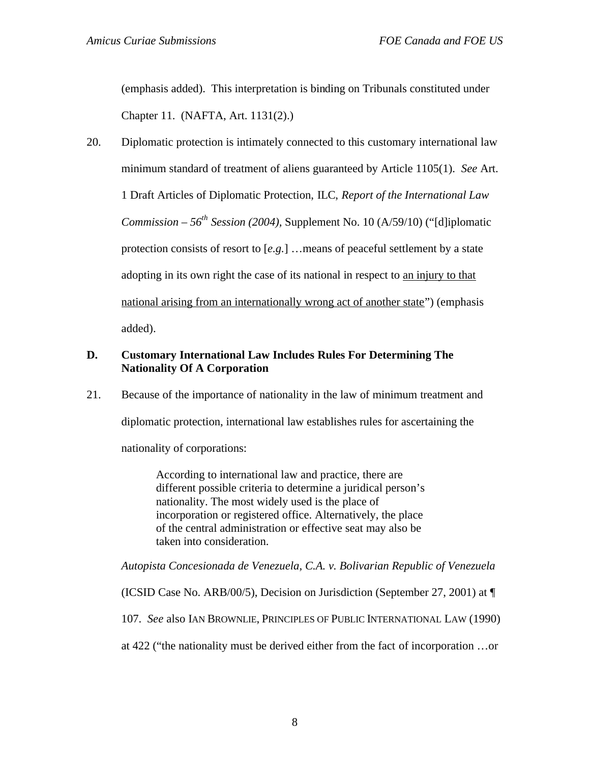(emphasis added). This interpretation is binding on Tribunals constituted under Chapter 11. (NAFTA, Art. 1131(2).)

20. Diplomatic protection is intimately connected to this customary international law minimum standard of treatment of aliens guaranteed by Article 1105(1). *See* Art. 1 Draft Articles of Diplomatic Protection, ILC, *Report of the International Law Commission – 56th Session (2004)*, Supplement No. 10 (A/59/10) ("[d]iplomatic protection consists of resort to [*e.g.*] …means of peaceful settlement by a state adopting in its own right the case of its national in respect to <u>an injury to that national arising from an internationally wrong act of another state</u>") (emphasis added).

**D. Customary International Law Includes Rules For Determining The Nationality Of A Corporation**

21. Because of the importance of nationality in the law of minimum treatment and diplomatic protection, international law establishes rules for ascertaining the nationality of corporations:

> According to international law and practice, there are different possible criteria to determine a juridical person's nationality. The most widely used is the place of incorporation or registered office. Alternatively, the place of the central administration or effective seat may also be taken into consideration.

*Autopista Concesionada de Venezuela, C.A. v. Bolivarian Republic of Venezuela* (ICSID Case No. ARB/00/5), Decision on Jurisdiction (September 27, 2001) at ¶ 107. *See* also IAN BROWNLIE, PRINCIPLES OF PUBLIC INTERNATIONAL LAW (1990) at 422 ("the nationality must be derived either from the fact of incorporation …or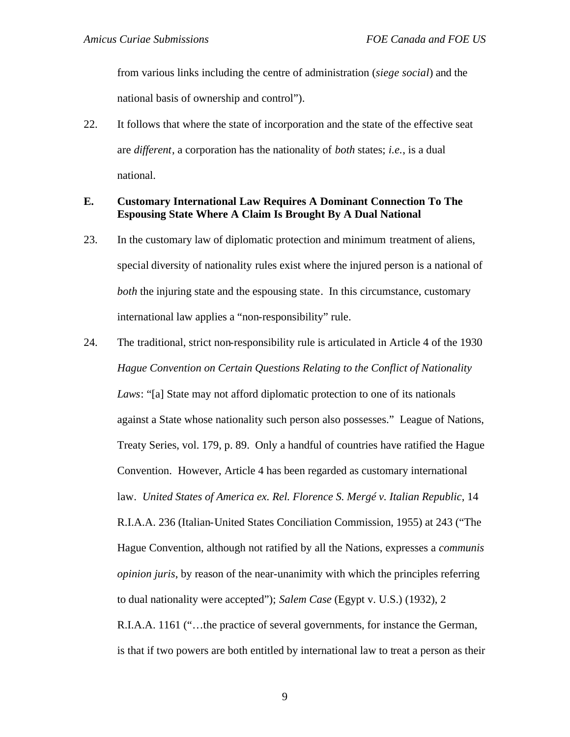from various links including the centre of administration (*siege social*) and the national basis of ownership and control").

22. It follows that where the state of incorporation and the state of the effective seat are *different*, a corporation has the nationality of *both* states; *i.e.*, is a dual national.

### E. Customary International Law Requires A Dominant Connection To The Espousing State Where A Claim Is Brought By A Dual National

23. In the customary law of diplomatic protection and minimum treatment of aliens, special diversity of nationality rules exist where the injured person is a national of *both* the injuring state and the espousing state. In this circumstance, customary international law applies a "non-responsibility" rule.

24. The traditional, strict non-responsibility rule is articulated in Article 4 of the 1930 *Hague Convention on Certain Questions Relating to the Conflict of Nationality Laws*: "[a] State may not afford diplomatic protection to one of its nationals against a State whose nationality such person also possesses." League of Nations, Treaty Series, vol. 179, p. 89. Only a handful of countries have ratified the Hague Convention. However, Article 4 has been regarded as customary international law. *United States of America ex. Rel. Florence S. Mergé v. Italian Republic*, 14 R.I.A.A. 236 (Italian-United States Conciliation Commission, 1955) at 243 ("The Hague Convention, although not ratified by all the Nations, expresses a *communis opinion juris*, by reason of the near-unanimity with which the principles referring to dual nationality were accepted"); *Salem Case* (Egypt v. U.S.) (1932), 2 R.I.A.A. 1161 ("…the practice of several governments, for instance the German, is that if two powers are both entitled by international law to treat a person as their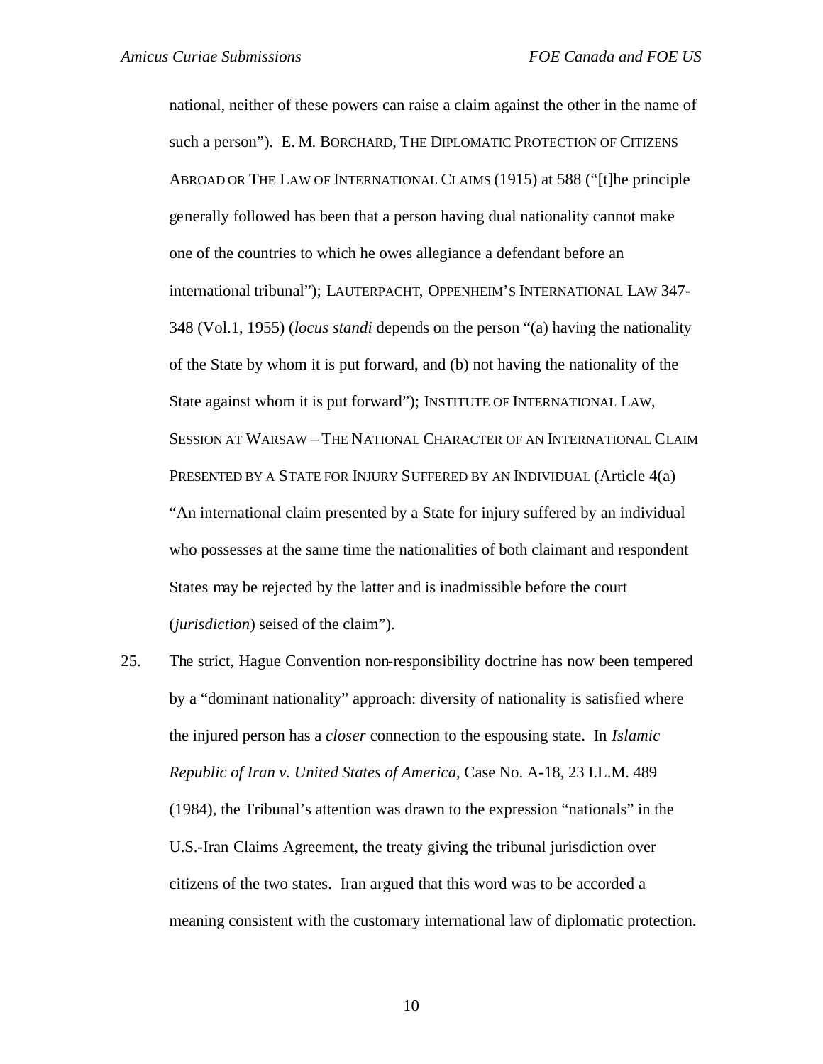national, neither of these powers can raise a claim against the other in the name of such a person"). E. M. BORCHARD, THE DIPLOMATIC PROTECTION OF CITIZENS ABROAD OR THE LAW OF INTERNATIONAL CLAIMS (1915) at 588 ("[t]he principle generally followed has been that a person having dual nationality cannot make one of the countries to which he owes allegiance a defendant before an international tribunal"); LAUTERPACHT, OPPENHEIM'S INTERNATIONAL LAW 347-348 (Vol.1, 1955) (*locus standi* depends on the person "(a) having the nationality of the State by whom it is put forward, and (b) not having the nationality of the State against whom it is put forward"); INSTITUTE OF INTERNATIONAL LAW, SESSION AT WARSAW – THE NATIONAL CHARACTER OF AN INTERNATIONAL CLAIM PRESENTED BY A STATE FOR INJURY SUFFERED BY AN INDIVIDUAL (Article 4(a) "An international claim presented by a State for injury suffered by an individual who possesses at the same time the nationalities of both claimant and respondent States may be rejected by the latter and is inadmissible before the court (*jurisdiction*) seised of the claim").

25. The strict, Hague Convention non-responsibility doctrine has now been tempered by a "dominant nationality" approach: diversity of nationality is satisfied where the injured person has a *closer* connection to the espousing state. In *Islamic Republic of Iran v. United States of America*, Case No. A-18, 23 I.L.M. 489 (1984), the Tribunal's attention was drawn to the expression "nationals" in the U.S.-Iran Claims Agreement, the treaty giving the tribunal jurisdiction over citizens of the two states. Iran argued that this word was to be accorded a meaning consistent with the customary international law of diplomatic protection.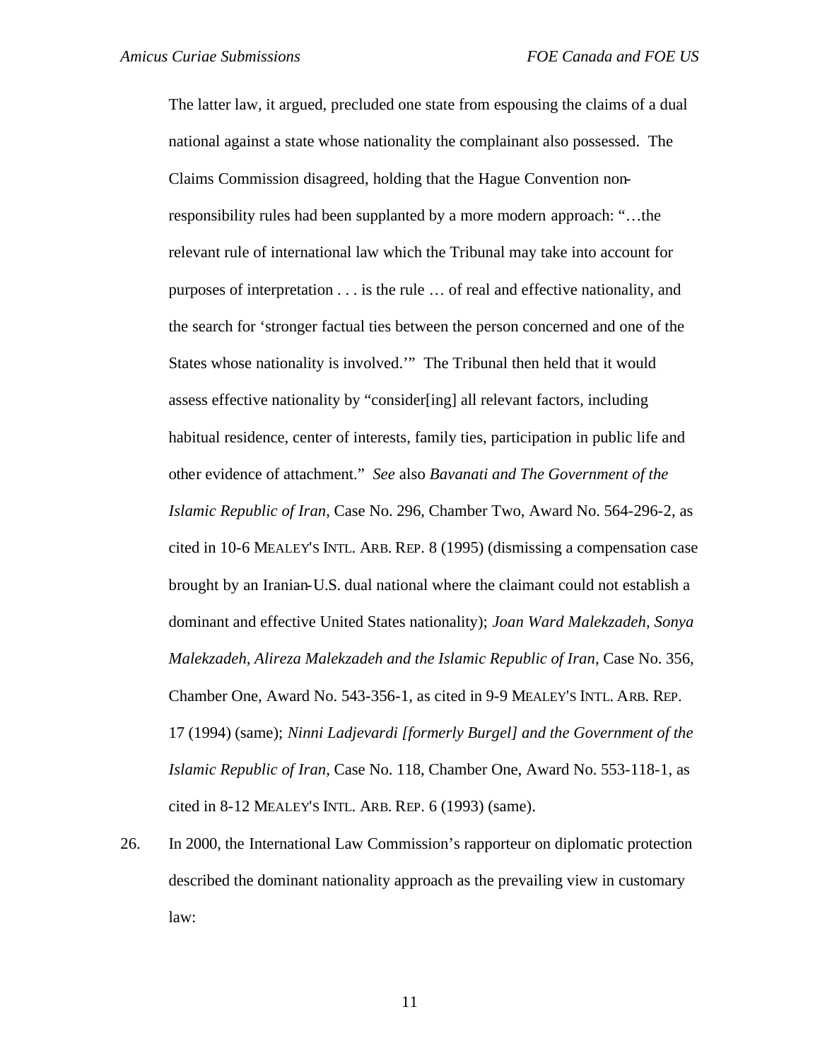The latter law, it argued, precluded one state from espousing the claims of a dual national against a state whose nationality the complainant also possessed. The Claims Commission disagreed, holding that the Hague Convention non-responsibility rules had been supplanted by a more modern approach: "…the relevant rule of international law which the Tribunal may take into account for purposes of interpretation . . . is the rule … of real and effective nationality, and the search for 'stronger factual ties between the person concerned and one of the States whose nationality is involved.'" The Tribunal then held that it would assess effective nationality by "consider[ing] all relevant factors, including habitual residence, center of interests, family ties, participation in public life and other evidence of attachment." *See* also *Bavanati and The Government of the Islamic Republic of Iran*, Case No. 296, Chamber Two, Award No. 564-296-2, as cited in 10-6 MEALEY'S INTL. ARB. REP. 8 (1995) (dismissing a compensation case brought by an Iranian-U.S. dual national where the claimant could not establish a dominant and effective United States nationality); *Joan Ward Malekzadeh, Sonya Malekzadeh, Alireza Malekzadeh and the Islamic Republic of Iran*, Case No. 356, Chamber One, Award No. 543-356-1, as cited in 9-9 MEALEY'S INTL. ARB. REP. 17 (1994) (same); *Ninni Ladjevardi [formerly Burgel] and the Government of the Islamic Republic of Iran*, Case No. 118, Chamber One, Award No. 553-118-1, as cited in 8-12 MEALEY'S INTL. ARB. REP. 6 (1993) (same).

26. In 2000, the International Law Commission's rapporteur on diplomatic protection described the dominant nationality approach as the prevailing view in customary law: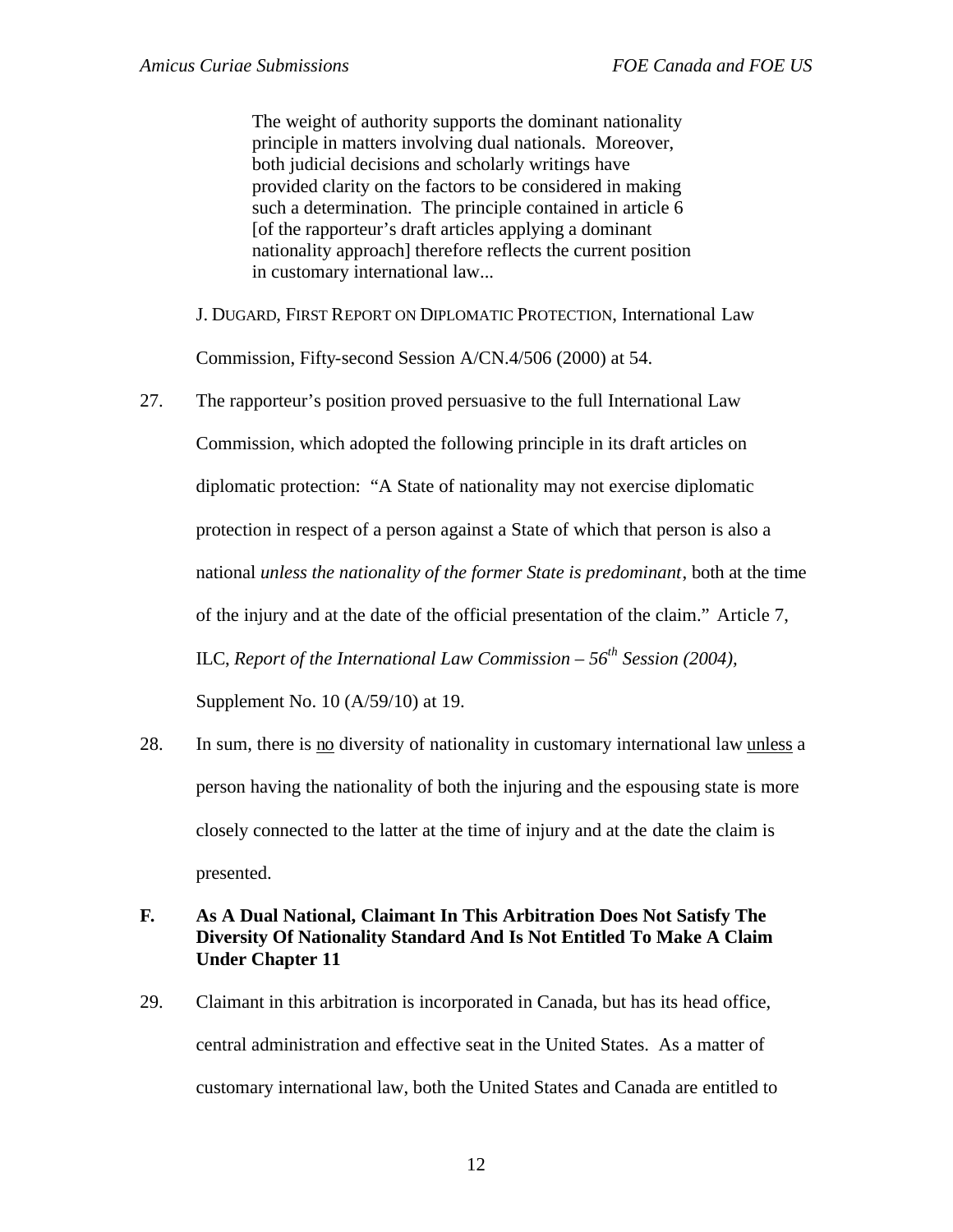> The weight of authority supports the dominant nationality principle in matters involving dual nationals. Moreover, both judicial decisions and scholarly writings have provided clarity on the factors to be considered in making such a determination. The principle contained in article 6 [of the rapporteur's draft articles applying a dominant nationality approach] therefore reflects the current position in customary international law...

J. DUGARD, FIRST REPORT ON DIPLOMATIC PROTECTION, International Law Commission, Fifty-second Session A/CN.4/506 (2000) at 54.

27. The rapporteur's position proved persuasive to the full International Law Commission, which adopted the following principle in its draft articles on diplomatic protection: "A State of nationality may not exercise diplomatic protection in respect of a person against a State of which that person is also a national *unless the nationality of the former State is predominant*, both at the time of the injury and at the date of the official presentation of the claim." Article 7, ILC, *Report of the International Law Commission – 56th Session (2004),* Supplement No. 10 (A/59/10) at 19.

28. In sum, there is <u>no</u> diversity of nationality in customary international law <u>unless</u> a person having the nationality of both the injuring and the espousing state is more closely connected to the latter at the time of injury and at the date the claim is presented.

## F. As A Dual National, Claimant In This Arbitration Does Not Satisfy The Diversity Of Nationality Standard And Is Not Entitled To Make A Claim Under Chapter 11

29. Claimant in this arbitration is incorporated in Canada, but has its head office, central administration and effective seat in the United States. As a matter of customary international law, both the United States and Canada are entitled to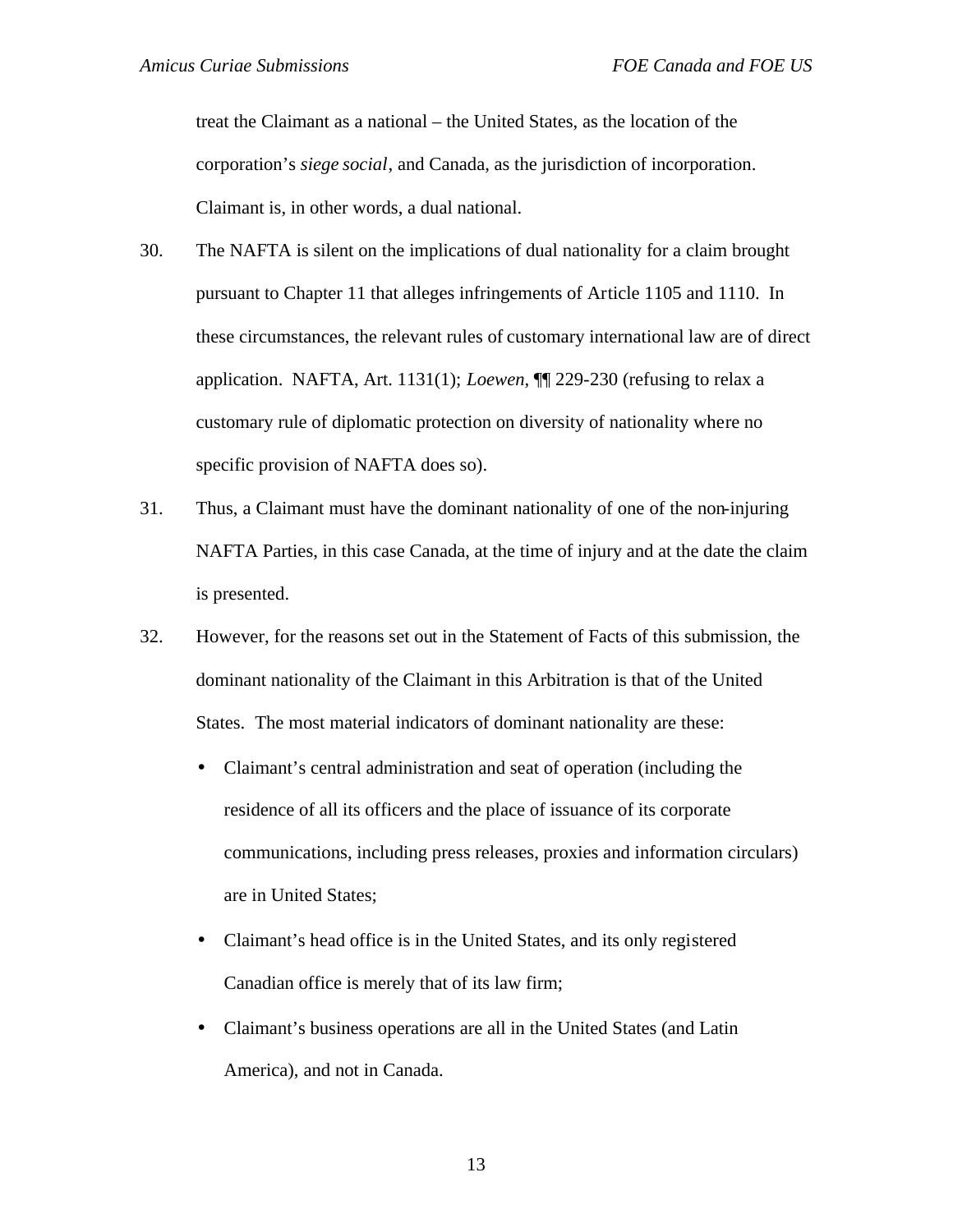treat the Claimant as a national – the United States, as the location of the corporation's *siege social*, and Canada, as the jurisdiction of incorporation. Claimant is, in other words, a dual national.

30. The NAFTA is silent on the implications of dual nationality for a claim brought pursuant to Chapter 11 that alleges infringements of Article 1105 and 1110. In these circumstances, the relevant rules of customary international law are of direct application. NAFTA, Art. 1131(1); *Loewen*, ¶¶ 229-230 (refusing to relax a customary rule of diplomatic protection on diversity of nationality where no specific provision of NAFTA does so).

31. Thus, a Claimant must have the dominant nationality of one of the non-injuring NAFTA Parties, in this case Canada, at the time of injury and at the date the claim is presented.

32. However, for the reasons set out in the Statement of Facts of this submission, the dominant nationality of the Claimant in this Arbitration is that of the United States. The most material indicators of dominant nationality are these:

   - Claimant's central administration and seat of operation (including the residence of all its officers and the place of issuance of its corporate communications, including press releases, proxies and information circulars) are in United States;
   - Claimant's head office is in the United States, and its only registered Canadian office is merely that of its law firm;
   - Claimant's business operations are all in the United States (and Latin America), and not in Canada.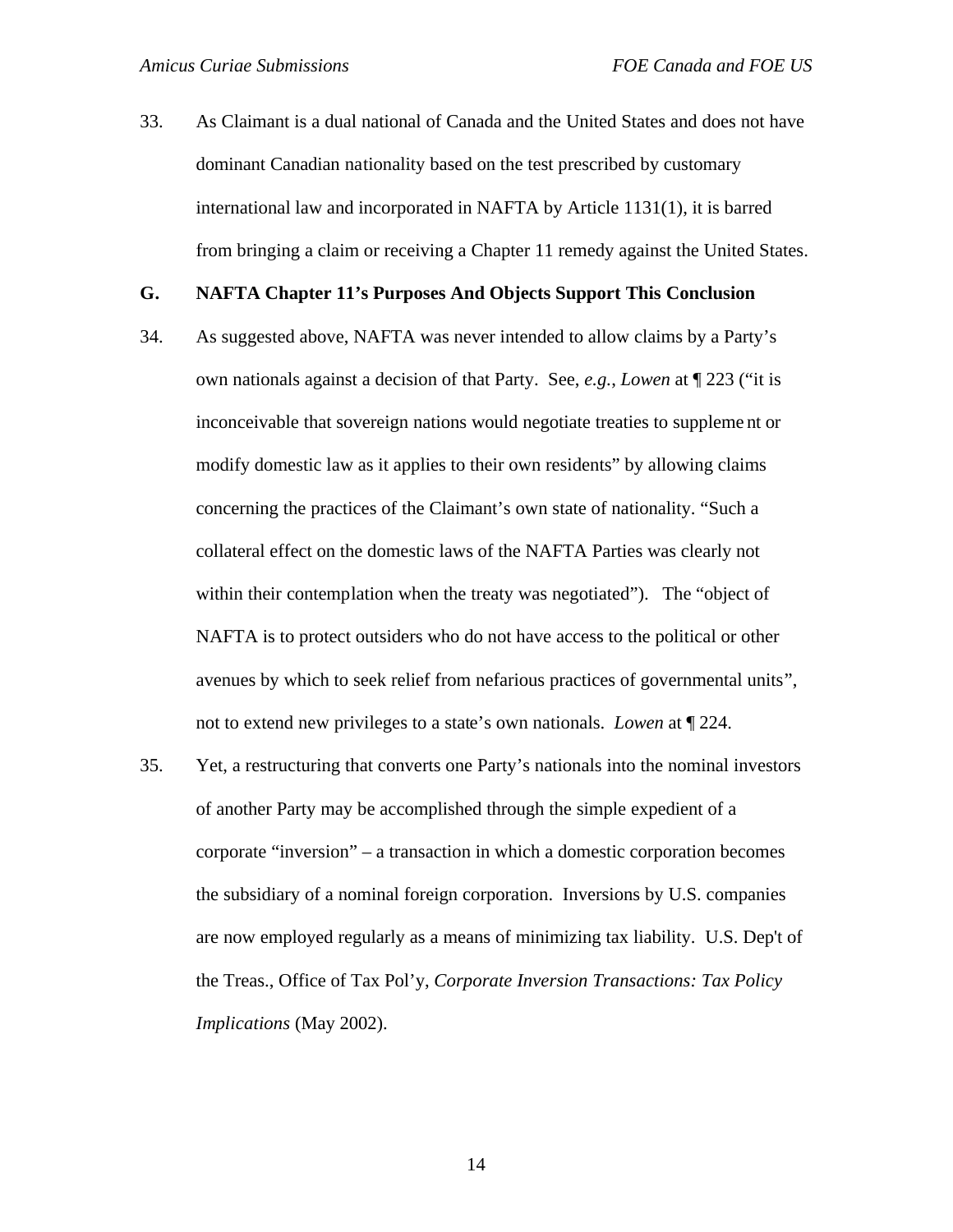33. As Claimant is a dual national of Canada and the United States and does not have dominant Canadian nationality based on the test prescribed by customary international law and incorporated in NAFTA by Article 1131(1), it is barred from bringing a claim or receiving a Chapter 11 remedy against the United States.

### G. NAFTA Chapter 11's Purposes And Objects Support This Conclusion

34. As suggested above, NAFTA was never intended to allow claims by a Party's own nationals against a decision of that Party. See, *e.g.*, *Lowen* at ¶ 223 ("it is inconceivable that sovereign nations would negotiate treaties to supplement or modify domestic law as it applies to their own residents" by allowing claims concerning the practices of the Claimant's own state of nationality. "Such a collateral effect on the domestic laws of the NAFTA Parties was clearly not within their contemplation when the treaty was negotiated"). The "object of NAFTA is to protect outsiders who do not have access to the political or other avenues by which to seek relief from nefarious practices of governmental units", not to extend new privileges to a state's own nationals. *Lowen* at ¶ 224.

35. Yet, a restructuring that converts one Party's nationals into the nominal investors of another Party may be accomplished through the simple expedient of a corporate "inversion" – a transaction in which a domestic corporation becomes the subsidiary of a nominal foreign corporation. Inversions by U.S. companies are now employed regularly as a means of minimizing tax liability. U.S. Dep't of the Treas., Office of Tax Pol'y, *Corporate Inversion Transactions: Tax Policy Implications* (May 2002).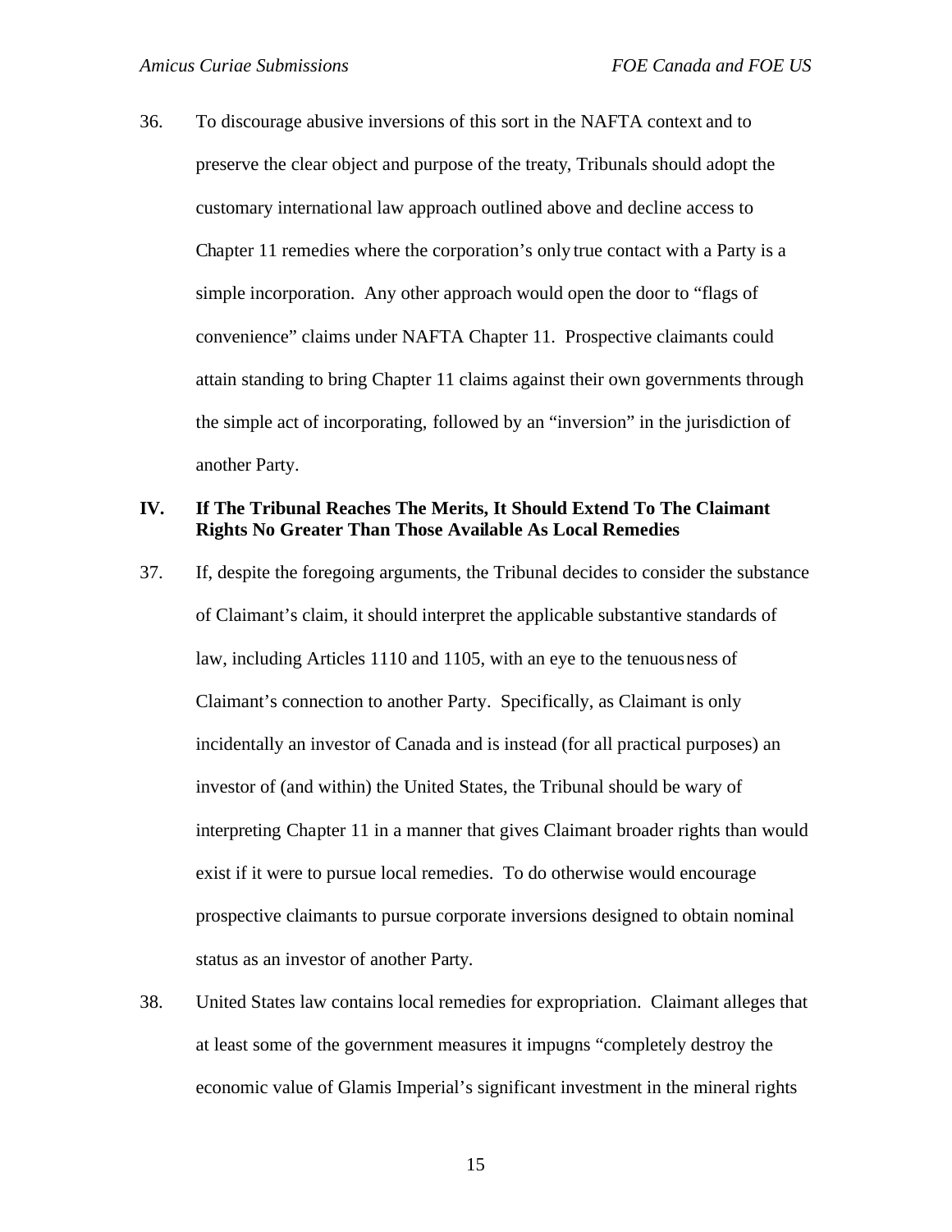36. To discourage abusive inversions of this sort in the NAFTA context and to preserve the clear object and purpose of the treaty, Tribunals should adopt the customary international law approach outlined above and decline access to Chapter 11 remedies where the corporation's only true contact with a Party is a simple incorporation. Any other approach would open the door to "flags of convenience" claims under NAFTA Chapter 11. Prospective claimants could attain standing to bring Chapter 11 claims against their own governments through the simple act of incorporating, followed by an "inversion" in the jurisdiction of another Party.

## IV. If The Tribunal Reaches The Merits, It Should Extend To The Claimant Rights No Greater Than Those Available As Local Remedies

37. If, despite the foregoing arguments, the Tribunal decides to consider the substance of Claimant's claim, it should interpret the applicable substantive standards of law, including Articles 1110 and 1105, with an eye to the tenuousness of Claimant's connection to another Party. Specifically, as Claimant is only incidentally an investor of Canada and is instead (for all practical purposes) an investor of (and within) the United States, the Tribunal should be wary of interpreting Chapter 11 in a manner that gives Claimant broader rights than would exist if it were to pursue local remedies. To do otherwise would encourage prospective claimants to pursue corporate inversions designed to obtain nominal status as an investor of another Party.

38. United States law contains local remedies for expropriation. Claimant alleges that at least some of the government measures it impugns "completely destroy the economic value of Glamis Imperial's significant investment in the mineral rights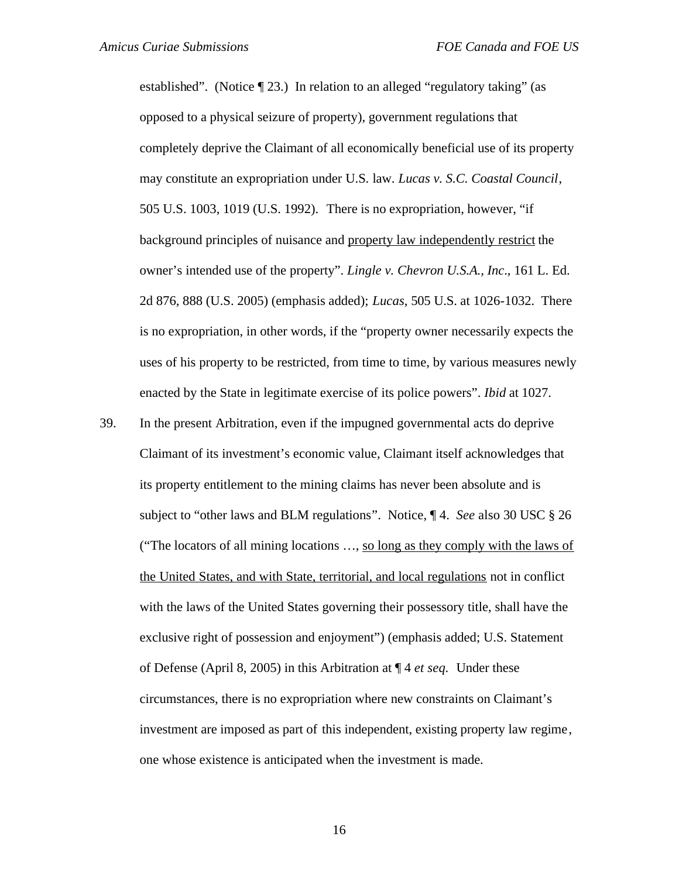established". (Notice ¶ 23.) In relation to an alleged "regulatory taking" (as opposed to a physical seizure of property), government regulations that completely deprive the Claimant of all economically beneficial use of its property may constitute an expropriation under U.S. law. *Lucas v. S.C. Coastal Council*, 505 U.S. 1003, 1019 (U.S. 1992). There is no expropriation, however, "if background principles of nuisance and <u>property law independently restrict</u> the owner's intended use of the property". *Lingle v. Chevron U.S.A., Inc.*, 161 L. Ed. 2d 876, 888 (U.S. 2005) (emphasis added); *Lucas*, 505 U.S. at 1026-1032. There is no expropriation, in other words, if the "property owner necessarily expects the uses of his property to be restricted, from time to time, by various measures newly enacted by the State in legitimate exercise of its police powers". *Ibid* at 1027.

39. In the present Arbitration, even if the impugned governmental acts do deprive Claimant of its investment's economic value, Claimant itself acknowledges that its property entitlement to the mining claims has never been absolute and is subject to "other laws and BLM regulations". Notice, ¶ 4. *See* also 30 USC § 26 ("The locators of all mining locations …, <u>so long as they comply with the laws of the United States, and with State, territorial, and local regulations</u> not in conflict with the laws of the United States governing their possessory title, shall have the exclusive right of possession and enjoyment") (emphasis added; U.S. Statement of Defense (April 8, 2005) in this Arbitration at ¶ 4 *et seq.* Under these circumstances, there is no expropriation where new constraints on Claimant's investment are imposed as part of this independent, existing property law regime, one whose existence is anticipated when the investment is made.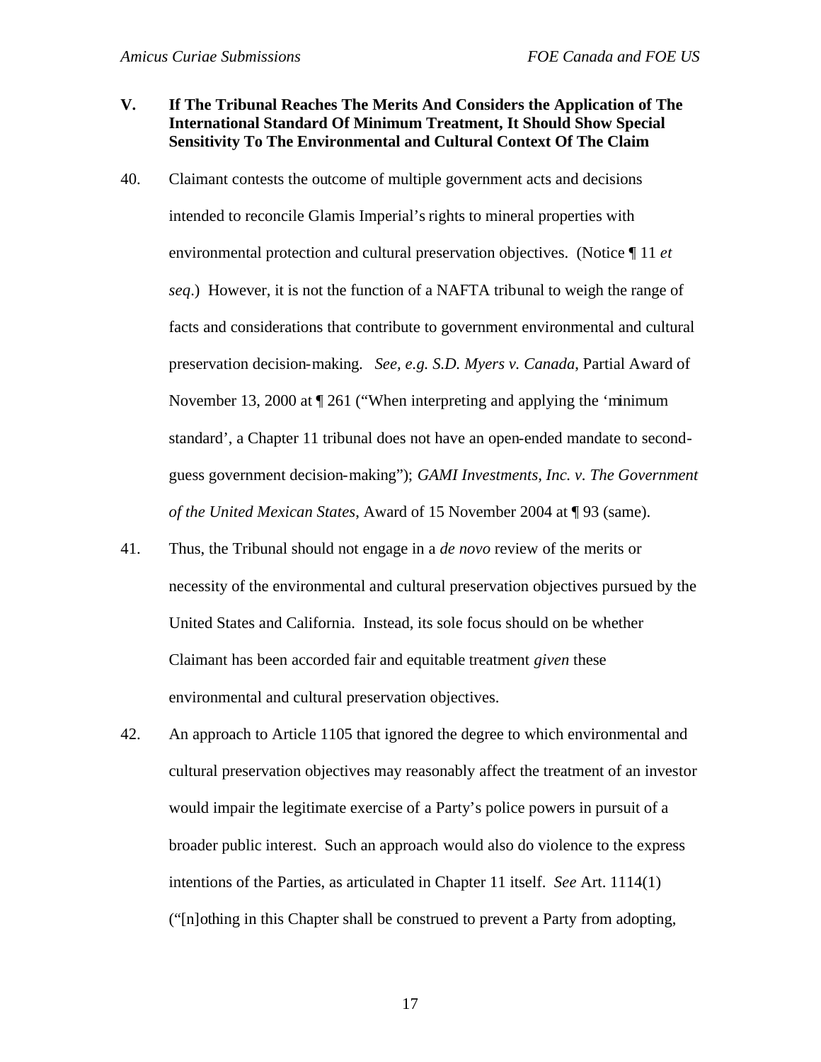## V. If The Tribunal Reaches The Merits And Considers the Application of The International Standard Of Minimum Treatment, It Should Show Special Sensitivity To The Environmental and Cultural Context Of The Claim

40. Claimant contests the outcome of multiple government acts and decisions intended to reconcile Glamis Imperial's rights to mineral properties with environmental protection and cultural preservation objectives. (Notice ¶ 11 *et seq*.) However, it is not the function of a NAFTA tribunal to weigh the range of facts and considerations that contribute to government environmental and cultural preservation decision-making. *See, e.g. S.D. Myers v. Canada*, Partial Award of November 13, 2000 at ¶ 261 ("When interpreting and applying the 'minimum standard', a Chapter 11 tribunal does not have an open-ended mandate to second-guess government decision-making"); *GAMI Investments, Inc. v. The Government of the United Mexican States*, Award of 15 November 2004 at ¶ 93 (same).

41. Thus, the Tribunal should not engage in a *de novo* review of the merits or necessity of the environmental and cultural preservation objectives pursued by the United States and California. Instead, its sole focus should on be whether Claimant has been accorded fair and equitable treatment *given* these environmental and cultural preservation objectives.

42. An approach to Article 1105 that ignored the degree to which environmental and cultural preservation objectives may reasonably affect the treatment of an investor would impair the legitimate exercise of a Party's police powers in pursuit of a broader public interest. Such an approach would also do violence to the express intentions of the Parties, as articulated in Chapter 11 itself. *See* Art. 1114(1) ("[n]othing in this Chapter shall be construed to prevent a Party from adopting,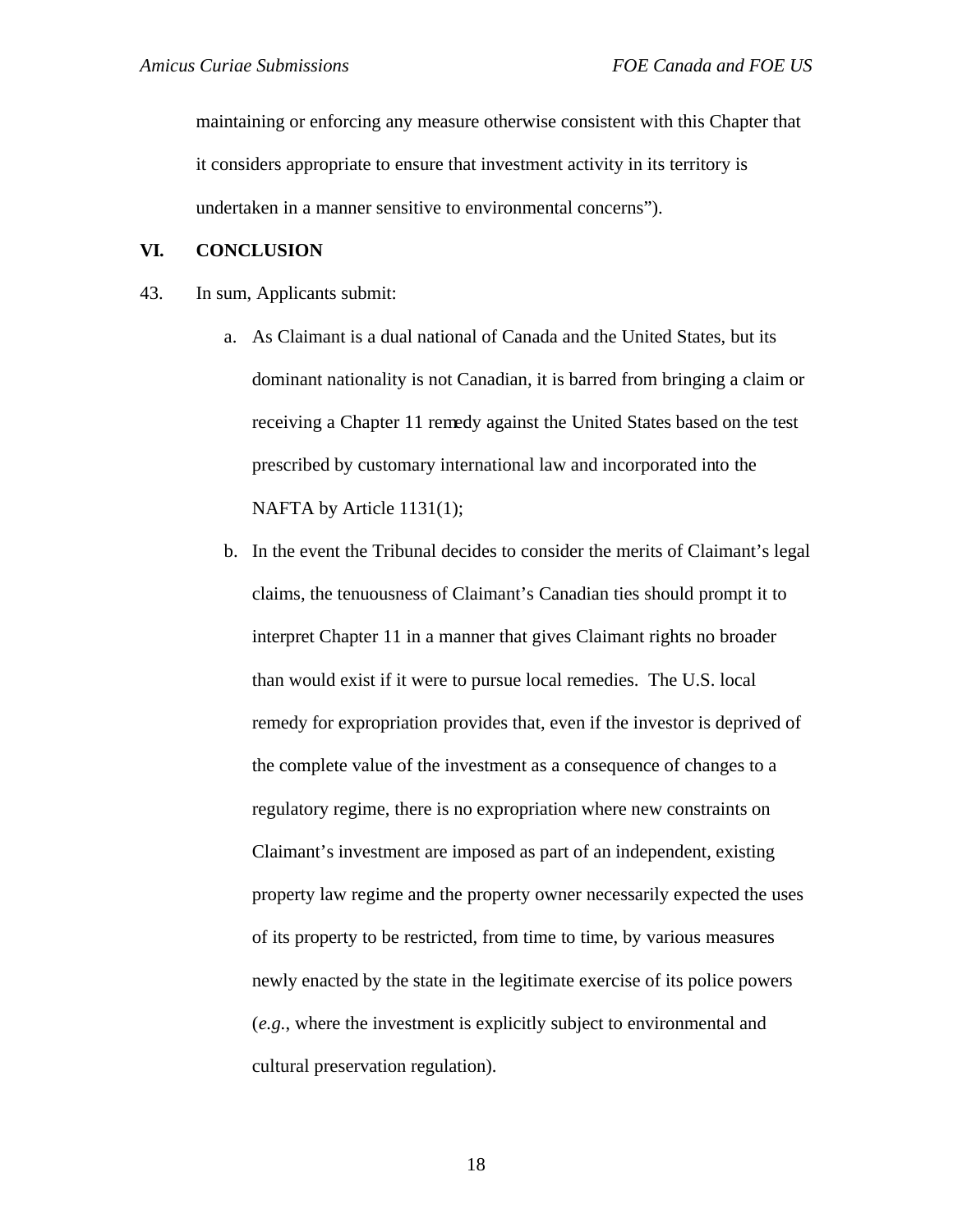maintaining or enforcing any measure otherwise consistent with this Chapter that it considers appropriate to ensure that investment activity in its territory is undertaken in a manner sensitive to environmental concerns").

## VI. CONCLUSION

43. In sum, Applicants submit:

   a. As Claimant is a dual national of Canada and the United States, but its dominant nationality is not Canadian, it is barred from bringing a claim or receiving a Chapter 11 remedy against the United States based on the test prescribed by customary international law and incorporated into the NAFTA by Article 1131(1);

   b. In the event the Tribunal decides to consider the merits of Claimant's legal claims, the tenuousness of Claimant's Canadian ties should prompt it to interpret Chapter 11 in a manner that gives Claimant rights no broader than would exist if it were to pursue local remedies. The U.S. local remedy for expropriation provides that, even if the investor is deprived of the complete value of the investment as a consequence of changes to a regulatory regime, there is no expropriation where new constraints on Claimant's investment are imposed as part of an independent, existing property law regime and the property owner necessarily expected the uses of its property to be restricted, from time to time, by various measures newly enacted by the state in the legitimate exercise of its police powers (*e.g.*, where the investment is explicitly subject to environmental and cultural preservation regulation).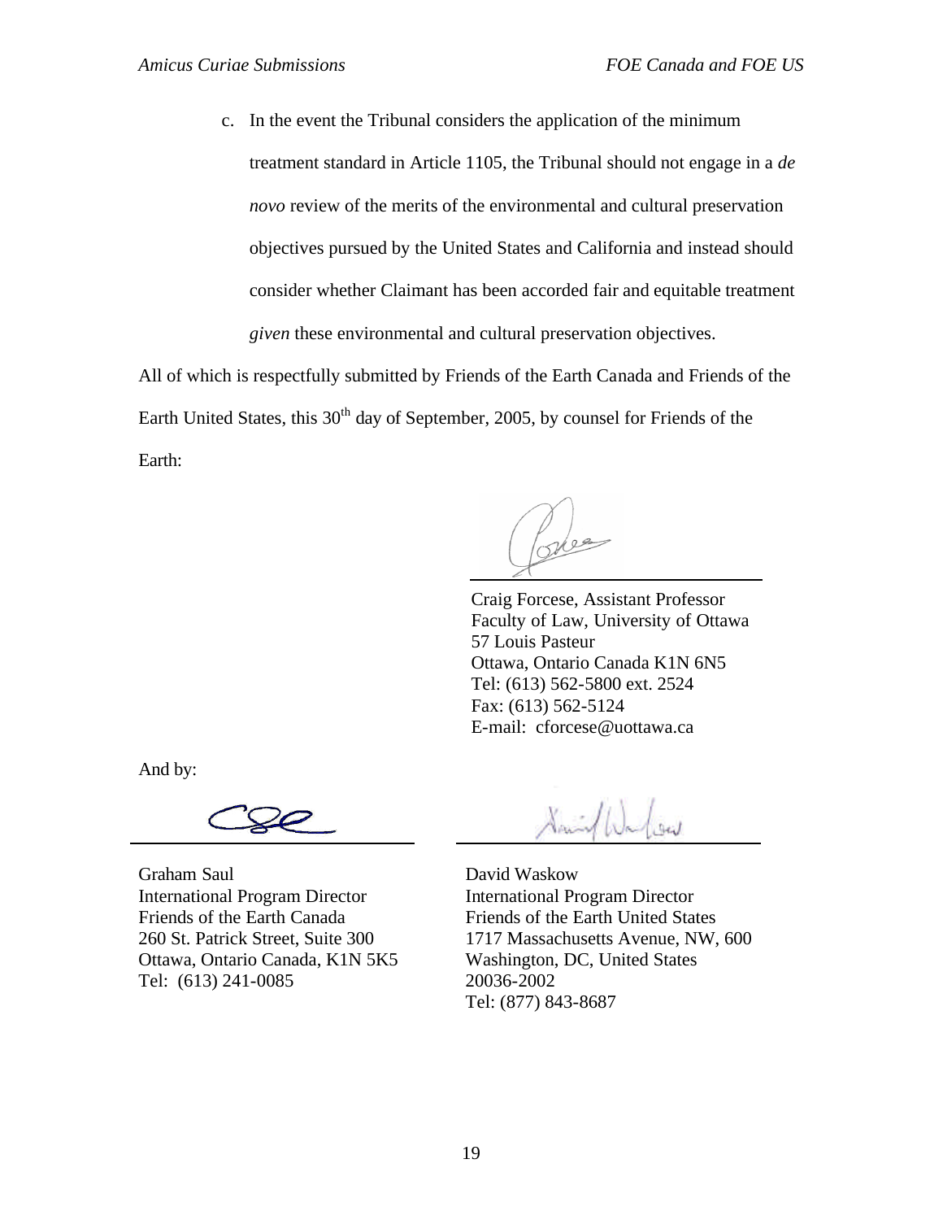c. In the event the Tribunal considers the application of the minimum treatment standard in Article 1105, the Tribunal should not engage in a *de novo* review of the merits of the environmental and cultural preservation objectives pursued by the United States and California and instead should consider whether Claimant has been accorded fair and equitable treatment *given* these environmental and cultural preservation objectives.

All of which is respectfully submitted by Friends of the Earth Canada and Friends of the Earth United States, this 30th day of September, 2005, by counsel for Friends of the Earth:

Craig Forcese, Assistant Professor
Faculty of Law, University of Ottawa
57 Louis Pasteur
Ottawa, Ontario Canada K1N 6N5
Tel: (613) 562-5800 ext. 2524
Fax: (613) 562-5124
E-mail: cforcese@uottawa.ca

And by:

Graham Saul
International Program Director
Friends of the Earth Canada
260 St. Patrick Street, Suite 300
Ottawa, Ontario Canada, K1N 5K5
Tel: (613) 241-0085

David Waskow
International Program Director
Friends of the Earth United States
1717 Massachusetts Avenue, NW, 600
Washington, DC, United States
20036-2002
Tel: (877) 843-8687